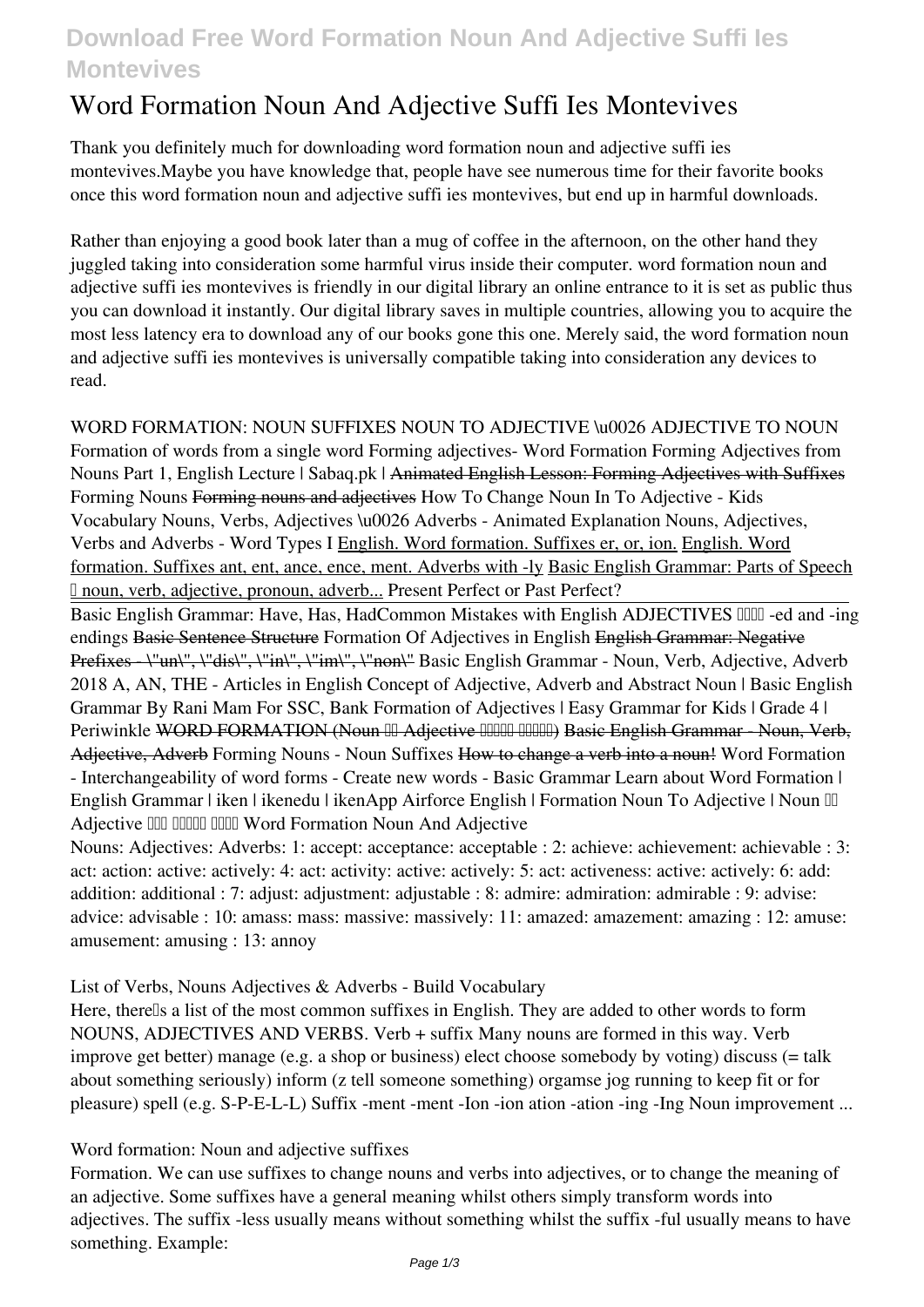# Word Formation Noun And Adjective Suffi Ies Montevives

Thank you definitely much for downloading **word formation noun and adjective suffi ies montevives**.Maybe you have knowledge that, people have see numerous time for their favorite books once this word formation noun and adjective suffi ies montevives, but end up in harmful downloads.

Rather than enjoying a good book later than a mug of coffee in the afternoon, on the other hand they juggled taking into consideration some harmful virus inside their computer. **word formation noun and adjective suffi ies montevives** is friendly in our digital library an online entrance to it is set as public thus you can download it instantly. Our digital library saves in multiple countries, allowing you to acquire the most less latency era to download any of our books gone this one. Merely said, the word formation noun and adjective suffi ies montevives is universally compatible taking into consideration any devices to read.

*WORD FORMATION: NOUN SUFFIXES NOUN TO ADJECTIVE \u0026 ADJECTIVE TO NOUN* *Formation of words from a single word* *Forming adjectives- Word Formation* *Forming Adjectives from Nouns Part 1, English Lecture | Sabaq.pk |* ~~Animated English Lesson: Forming Adjectives with Suffixes~~ *Forming Nouns* ~~Forming nouns and adjectives~~ *How To Change Noun In To Adjective - Kids Vocabulary* *Nouns, Verbs, Adjectives \u0026 Adverbs - Animated Explanation* *Nouns, Adjectives, Verbs and Adverbs - Word Types I* English. Word formation. Suffixes er, or, ion. English. Word formation. Suffixes ant, ent, ance, ence, ment. Adverbs with -ly Basic English Grammar: Parts of Speech – noun, verb, adjective, pronoun, adverb... *Present Perfect or Past Perfect?*

Basic English Grammar: Have, Has, Had*Common Mistakes with English ADJECTIVES ���� -ed and -ing endings* ~~Basic Sentence Structure~~ *Formation Of Adjectives in English* ~~English Grammar: Negative Prefixes - \"un\", \"dis\", \"in\", \"im\", \"non\"~~ *Basic English Grammar - Noun, Verb, Adjective, Adverb 2018* *A, AN, THE - Articles in English* *Concept of Adjective, Adverb and Abstract Noun | Basic English Grammar By Rani Mam For SSC, Bank* *Formation of Adjectives | Easy Grammar for Kids | Grade 4 | Periwinkle* ~~WORD FORMATION (Noun �� Adjective ����� �����)~~ ~~Basic English Grammar - Noun, Verb, Adjective, Adverb~~ *Forming Nouns - Noun Suffixes* ~~How to change a verb into a noun!~~ *Word Formation - Interchangeability of word forms - Create new words - Basic Grammar* *Learn about Word Formation | English Grammar | iken | ikenedu | ikenApp* *Airforce English | Formation Noun To Adjective | Noun �� Adjective ��� ����� ����* **Word Formation Noun And Adjective**

Nouns: Adjectives: Adverbs: 1: accept: acceptance: acceptable : 2: achieve: achievement: achievable : 3: act: action: active: actively: 4: act: activity: active: actively: 5: act: activeness: active: actively: 6: add: addition: additional : 7: adjust: adjustment: adjustable : 8: admire: admiration: admirable : 9: advise: advice: advisable : 10: amass: mass: massive: massively: 11: amazed: amazement: amazing : 12: amuse: amusement: amusing : 13: annoy

**List of Verbs, Nouns Adjectives & Adverbs - Build Vocabulary**

Here, there's a list of the most common suffixes in English. They are added to other words to form NOUNS, ADJECTIVES AND VERBS. Verb + suffix Many nouns are formed in this way. Verb improve get better) manage (e.g. a shop or business) elect choose somebody by voting) discuss (= talk about something seriously) inform (z tell someone something) orgamse jog running to keep fit or for pleasure) spell (e.g. S-P-E-L-L) Suffix -ment -ment -Ion -ion ation -ation -ing -Ing Noun improvement ...

**Word formation: Noun and adjective suffixes**

Formation. We can use suffixes to change nouns and verbs into adjectives, or to change the meaning of an adjective. Some suffixes have a general meaning whilst others simply transform words into adjectives. The suffix -less usually means without something whilst the suffix -ful usually means to have something. Example: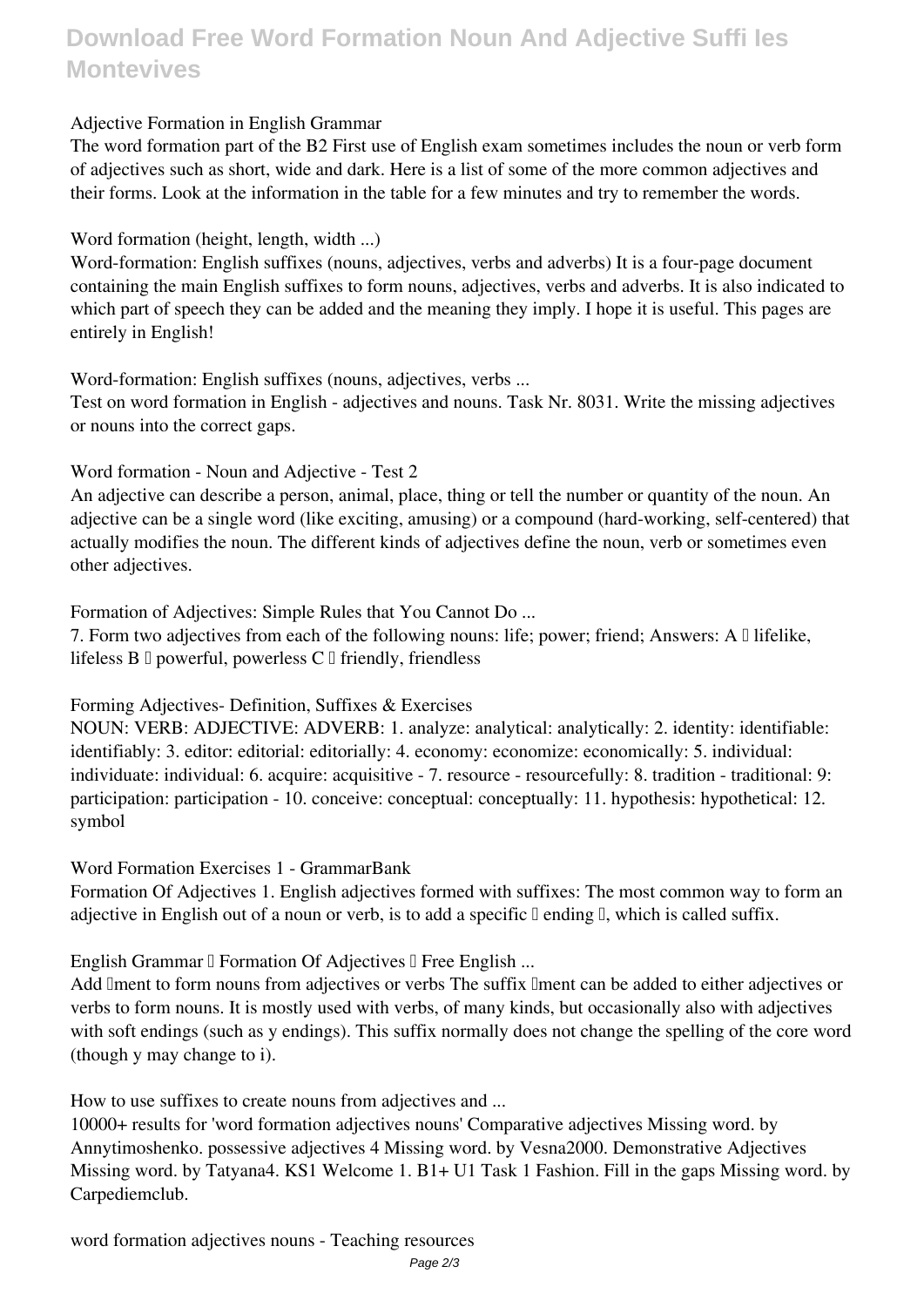Adjective Formation in English Grammar

The word formation part of the B2 First use of English exam sometimes includes the noun or verb form of adjectives such as short, wide and dark. Here is a list of some of the more common adjectives and their forms. Look at the information in the table for a few minutes and try to remember the words.

Word formation (height, length, width ...)

Word-formation: English suffixes (nouns, adjectives, verbs and adverbs) It is a four-page document containing the main English suffixes to form nouns, adjectives, verbs and adverbs. It is also indicated to which part of speech they can be added and the meaning they imply. I hope it is useful. This pages are entirely in English!

Word-formation: English suffixes (nouns, adjectives, verbs ...

Test on word formation in English - adjectives and nouns. Task Nr. 8031. Write the missing adjectives or nouns into the correct gaps.

Word formation - Noun and Adjective - Test 2

An adjective can describe a person, animal, place, thing or tell the number or quantity of the noun. An adjective can be a single word (like exciting, amusing) or a compound (hard-working, self-centered) that actually modifies the noun. The different kinds of adjectives define the noun, verb or sometimes even other adjectives.

Formation of Adjectives: Simple Rules that You Cannot Do ...

7. Form two adjectives from each of the following nouns: life; power; friend; Answers: A – lifelike, lifeless B – powerful, powerless C – friendly, friendless

Forming Adjectives- Definition, Suffixes & Exercises

NOUN: VERB: ADJECTIVE: ADVERB: 1. analyze: analytical: analytically: 2. identity: identifiable: identifiably: 3. editor: editorial: editorially: 4. economy: economize: economically: 5. individual: individuate: individual: 6. acquire: acquisitive - 7. resource - resourcefully: 8. tradition - traditional: 9: participation: participation - 10. conceive: conceptual: conceptually: 11. hypothesis: hypothetical: 12. symbol

Word Formation Exercises 1 - GrammarBank

Formation Of Adjectives 1. English adjectives formed with suffixes: The most common way to form an adjective in English out of a noun or verb, is to add a specific " ending ", which is called suffix.

English Grammar – Formation Of Adjectives – Free English ...

Add –ment to form nouns from adjectives or verbs The suffix –ment can be added to either adjectives or verbs to form nouns. It is mostly used with verbs, of many kinds, but occasionally also with adjectives with soft endings (such as y endings). This suffix normally does not change the spelling of the core word (though y may change to i).

How to use suffixes to create nouns from adjectives and ...

10000+ results for 'word formation adjectives nouns' Comparative adjectives Missing word. by Annytimoshenko. possessive adjectives 4 Missing word. by Vesna2000. Demonstrative Adjectives Missing word. by Tatyana4. KS1 Welcome 1. B1+ U1 Task 1 Fashion. Fill in the gaps Missing word. by Carpediemclub.

word formation adjectives nouns - Teaching resources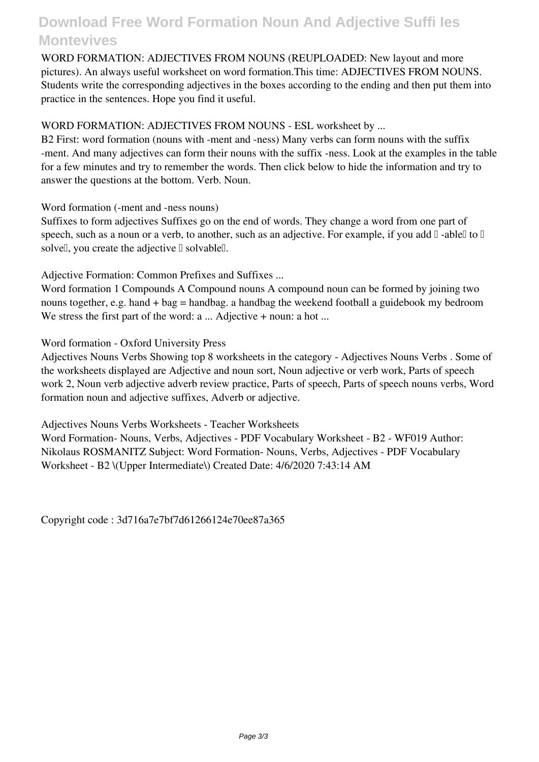WORD FORMATION: ADJECTIVES FROM NOUNS (REUPLOADED: New layout and more pictures). An always useful worksheet on word formation.This time: ADJECTIVES FROM NOUNS. Students write the corresponding adjectives in the boxes according to the ending and then put them into practice in the sentences. Hope you find it useful.

WORD FORMATION: ADJECTIVES FROM NOUNS - ESL worksheet by ...

B2 First: word formation (nouns with -ment and -ness) Many verbs can form nouns with the suffix -ment. And many adjectives can form their nouns with the suffix -ness. Look at the examples in the table for a few minutes and try to remember the words. Then click below to hide the information and try to answer the questions at the bottom. Verb. Noun.

Word formation (-ment and -ness nouns)

Suffixes to form adjectives Suffixes go on the end of words. They change a word from one part of speech, such as a noun or a verb, to another, such as an adjective. For example, if you add  -able to  solve, you create the adjective  solvable.

Adjective Formation: Common Prefixes and Suffixes ...

Word formation 1 Compounds A Compound nouns A compound noun can be formed by joining two nouns together, e.g. hand + bag = handbag. a handbag the weekend football a guidebook my bedroom We stress the first part of the word: a ... Adjective + noun: a hot ...

Word formation - Oxford University Press

Adjectives Nouns Verbs Showing top 8 worksheets in the category - Adjectives Nouns Verbs . Some of the worksheets displayed are Adjective and noun sort, Noun adjective or verb work, Parts of speech work 2, Noun verb adjective adverb review practice, Parts of speech, Parts of speech nouns verbs, Word formation noun and adjective suffixes, Adverb or adjective.

Adjectives Nouns Verbs Worksheets - Teacher Worksheets

Word Formation- Nouns, Verbs, Adjectives - PDF Vocabulary Worksheet - B2 - WF019 Author: Nikolaus ROSMANITZ Subject: Word Formation- Nouns, Verbs, Adjectives - PDF Vocabulary Worksheet - B2 \(Upper Intermediate\) Created Date: 4/6/2020 7:43:14 AM

Copyright code : 3d716a7e7bf7d61266124e70ee87a365